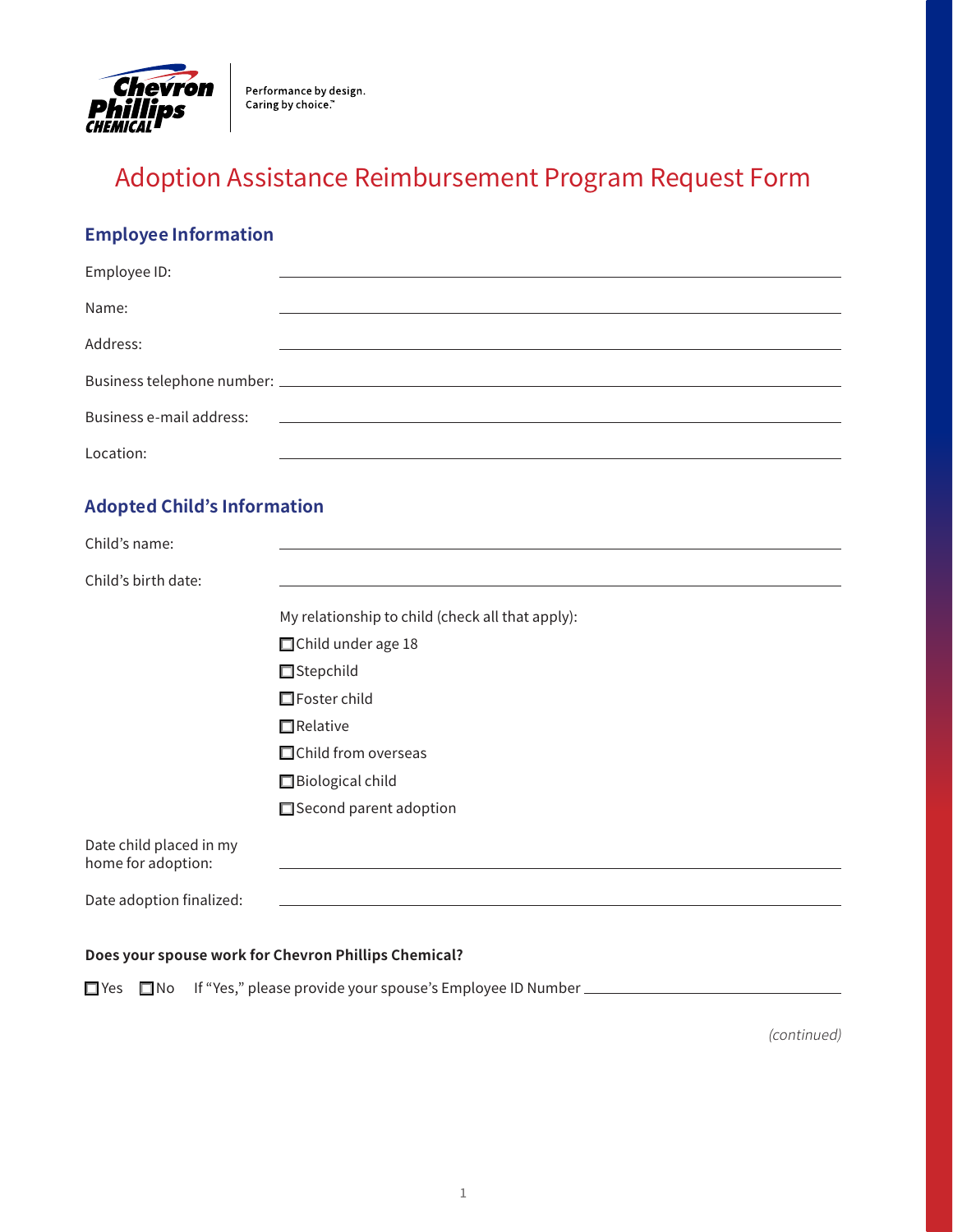Performance by design.
Caring by choice.™

# Adoption Assistance Reimbursement Program Request Form

## Employee Information

Employee ID: \_\_\_\_\_\_\_\_\_\_\_\_\_\_\_\_\_\_\_\_\_\_\_\_\_\_\_\_\_\_\_\_\_\_\_\_\_\_\_\_

Name: \_\_\_\_\_\_\_\_\_\_\_\_\_\_\_\_\_\_\_\_\_\_\_\_\_\_\_\_\_\_\_\_\_\_\_\_\_\_\_\_

Address: \_\_\_\_\_\_\_\_\_\_\_\_\_\_\_\_\_\_\_\_\_\_\_\_\_\_\_\_\_\_\_\_\_\_\_\_\_\_\_\_

Business telephone number: \_\_\_\_\_\_\_\_\_\_\_\_\_\_\_\_\_\_\_\_\_\_\_\_\_\_\_\_\_\_\_\_\_\_\_\_\_\_\_\_

Business e-mail address: \_\_\_\_\_\_\_\_\_\_\_\_\_\_\_\_\_\_\_\_\_\_\_\_\_\_\_\_\_\_\_\_\_\_\_\_\_\_\_\_

Location: \_\_\_\_\_\_\_\_\_\_\_\_\_\_\_\_\_\_\_\_\_\_\_\_\_\_\_\_\_\_\_\_\_\_\_\_\_\_\_\_

## Adopted Child's Information

Child's name: \_\_\_\_\_\_\_\_\_\_\_\_\_\_\_\_\_\_\_\_\_\_\_\_\_\_\_\_\_\_\_\_\_\_\_\_\_\_\_\_

Child's birth date: \_\_\_\_\_\_\_\_\_\_\_\_\_\_\_\_\_\_\_\_\_\_\_\_\_\_\_\_\_\_\_\_\_\_\_\_\_\_\_\_

My relationship to child (check all that apply):

- ☐ Child under age 18
- ☐ Stepchild
- ☐ Foster child
- ☐ Relative
- ☐ Child from overseas
- ☐ Biological child
- ☐ Second parent adoption

Date child placed in my home for adoption: \_\_\_\_\_\_\_\_\_\_\_\_\_\_\_\_\_\_\_\_\_\_\_\_\_\_\_\_\_\_\_\_\_\_\_\_\_\_\_\_

Date adoption finalized: \_\_\_\_\_\_\_\_\_\_\_\_\_\_\_\_\_\_\_\_\_\_\_\_\_\_\_\_\_\_\_\_\_\_\_\_\_\_\_\_

**Does your spouse work for Chevron Phillips Chemical?**

☐ Yes ☐ No If "Yes," please provide your spouse's Employee ID Number \_\_\_\_\_\_\_\_\_\_\_\_\_\_\_\_\_\_\_\_\_\_\_\_\_\_\_\_

*(continued)*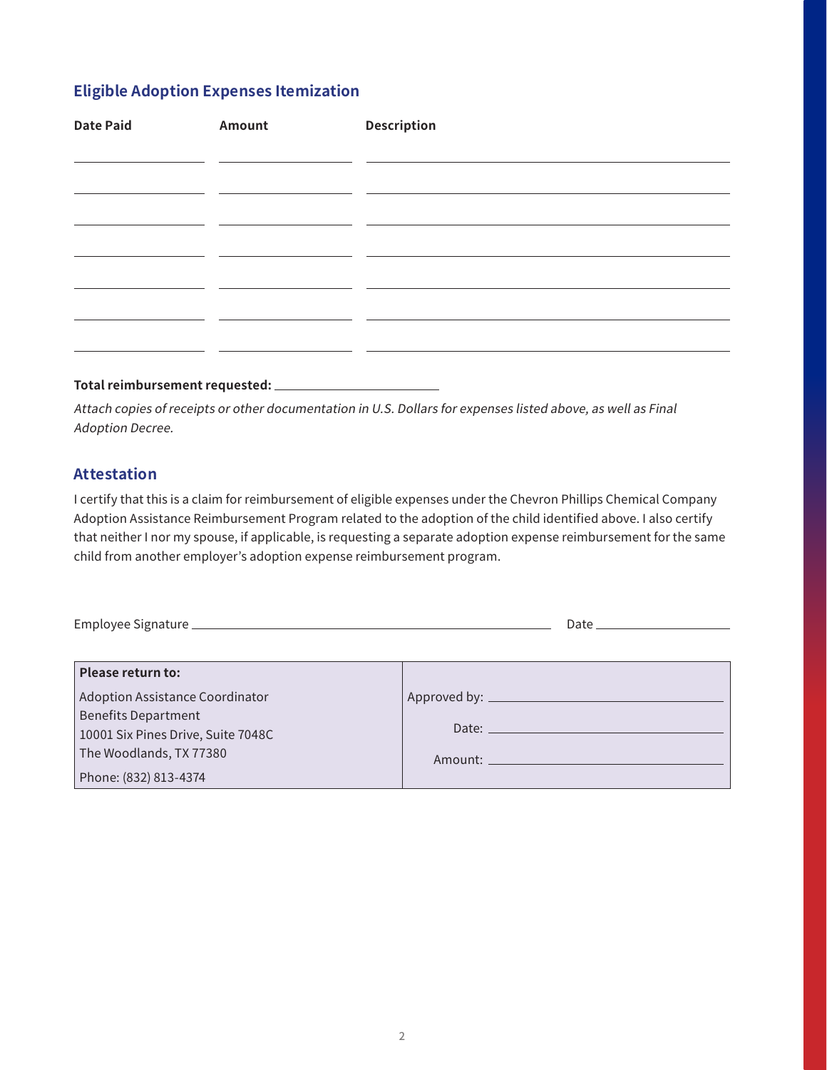## Eligible Adoption Expenses Itemization

| Date Paid | Amount | Description |
|---|---|---|
| | | |
| | | |
| | | |
| | | |
| | | |
| | | |
| | | |

**Total reimbursement requested:** ____________________

*Attach copies of receipts or other documentation in U.S. Dollars for expenses listed above, as well as Final Adoption Decree.*

## Attestation

I certify that this is a claim for reimbursement of eligible expenses under the Chevron Phillips Chemical Company Adoption Assistance Reimbursement Program related to the adoption of the child identified above. I also certify that neither I nor my spouse, if applicable, is requesting a separate adoption expense reimbursement for the same child from another employer's adoption expense reimbursement program.

Employee Signature ________________________________________ Date ________________

| | |
|---|---|
| **Please return to:**<br>Adoption Assistance Coordinator<br>Benefits Department<br>10001 Six Pines Drive, Suite 7048C<br>The Woodlands, TX 77380<br>Phone: (832) 813-4374 | Approved by: ____________________<br>Date: ____________________<br>Amount: ____________________ |